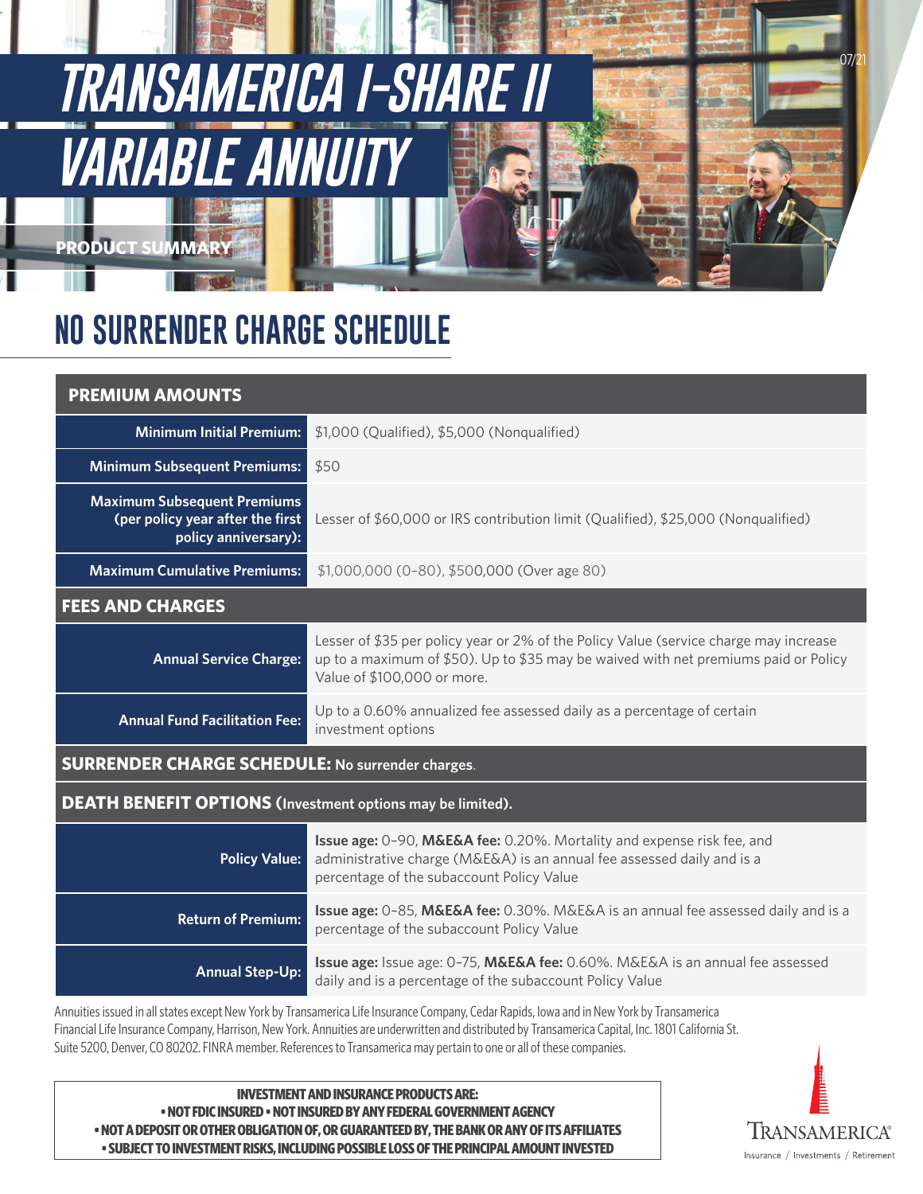# TRANSAMERICA I-SHARE II VARIABLE ANNUITY

07/21

PRODUCT SUMMARY

## NO SURRENDER CHARGE SCHEDULE

| PREMIUM AMOUNTS | |
|---|---|
| **Minimum Initial Premium:** | $1,000 (Qualified), $5,000 (Nonqualified) |
| **Minimum Subsequent Premiums:** | $50 |
| **Maximum Subsequent Premiums (per policy year after the first policy anniversary):** | Lesser of $60,000 or IRS contribution limit (Qualified), $25,000 (Nonqualified) |
| **Maximum Cumulative Premiums:** | $1,000,000 (0–80), $500,000 (Over age 80) |
| **FEES AND CHARGES** | |
| **Annual Service Charge:** | Lesser of $35 per policy year or 2% of the Policy Value (service charge may increase up to a maximum of $50). Up to $35 may be waived with net premiums paid or Policy Value of $100,000 or more. |
| **Annual Fund Facilitation Fee:** | Up to a 0.60% annualized fee assessed daily as a percentage of certain investment options |
| **SURRENDER CHARGE SCHEDULE: No surrender charges.** | |
| **DEATH BENEFIT OPTIONS (Investment options may be limited).** | |
| **Policy Value:** | **Issue age:** 0–90, **M&E&A fee:** 0.20%. Mortality and expense risk fee, and administrative charge (M&E&A) is an annual fee assessed daily and is a percentage of the subaccount Policy Value |
| **Return of Premium:** | **Issue age:** 0–85, **M&E&A fee:** 0.30%. M&E&A is an annual fee assessed daily and is a percentage of the subaccount Policy Value |
| **Annual Step-Up:** | **Issue age:** Issue age: 0–75, **M&E&A fee:** 0.60%. M&E&A is an annual fee assessed daily and is a percentage of the subaccount Policy Value |

Annuities issued in all states except New York by Transamerica Life Insurance Company, Cedar Rapids, Iowa and in New York by Transamerica Financial Life Insurance Company, Harrison, New York. Annuities are underwritten and distributed by Transamerica Capital, Inc. 1801 California St. Suite 5200, Denver, CO 80202. FINRA member. References to Transamerica may pertain to one or all of these companies.

**INVESTMENT AND INSURANCE PRODUCTS ARE:**
**• NOT FDIC INSURED • NOT INSURED BY ANY FEDERAL GOVERNMENT AGENCY**
**• NOT A DEPOSIT OR OTHER OBLIGATION OF, OR GUARANTEED BY, THE BANK OR ANY OF ITS AFFILIATES**
**• SUBJECT TO INVESTMENT RISKS, INCLUDING POSSIBLE LOSS OF THE PRINCIPAL AMOUNT INVESTED**

TRANSAMERICA®
Insurance / Investments / Retirement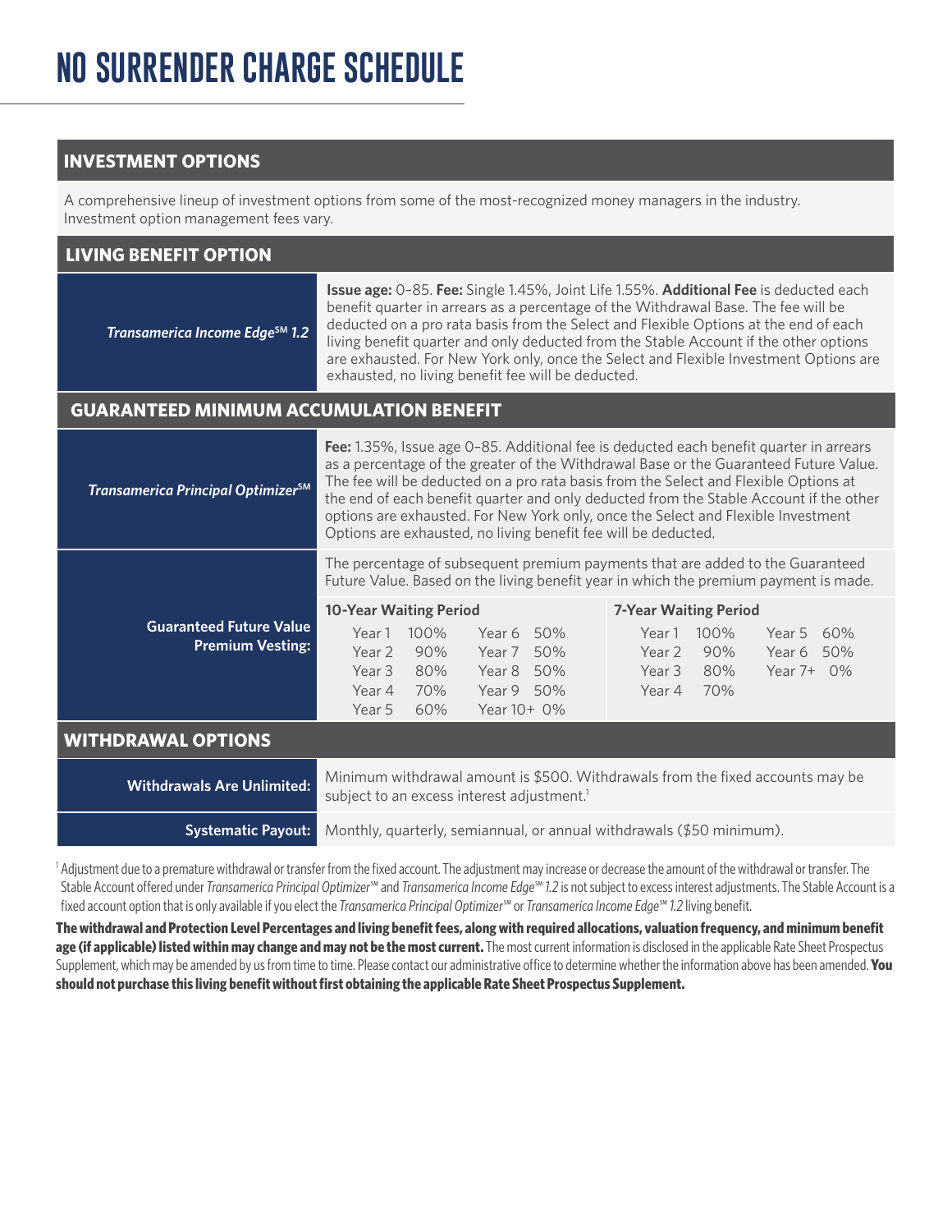# NO SURRENDER CHARGE SCHEDULE

## INVESTMENT OPTIONS

A comprehensive lineup of investment options from some of the most-recognized money managers in the industry. Investment option management fees vary.

## LIVING BENEFIT OPTION

| | |
|---|---|
| ***Transamerica Income Edge*℠ *1.2*** | **Issue age:** 0–85. **Fee:** Single 1.45%, Joint Life 1.55%. **Additional Fee** is deducted each benefit quarter in arrears as a percentage of the Withdrawal Base. The fee will be deducted on a pro rata basis from the Select and Flexible Options at the end of each living benefit quarter and only deducted from the Stable Account if the other options are exhausted. For New York only, once the Select and Flexible Investment Options are exhausted, no living benefit fee will be deducted. |

## GUARANTEED MINIMUM ACCUMULATION BENEFIT

| | |
|---|---|
| ***Transamerica Principal Optimizer*℠** | **Fee:** 1.35%, Issue age 0–85. Additional fee is deducted each benefit quarter in arrears as a percentage of the greater of the Withdrawal Base or the Guaranteed Future Value. The fee will be deducted on a pro rata basis from the Select and Flexible Options at the end of each benefit quarter and only deducted from the Stable Account if the other options are exhausted. For New York only, once the Select and Flexible Investment Options are exhausted, no living benefit fee will be deducted. |
| **Guaranteed Future Value Premium Vesting:** | The percentage of subsequent premium payments that are added to the Guaranteed Future Value. Based on the living benefit year in which the premium payment is made. |

**10-Year Waiting Period**

| Year | % | Year | % |
|---|---|---|---|
| Year 1 | 100% | Year 6 | 50% |
| Year 2 | 90% | Year 7 | 50% |
| Year 3 | 80% | Year 8 | 50% |
| Year 4 | 70% | Year 9 | 50% |
| Year 5 | 60% | Year 10+ | 0% |

**7-Year Waiting Period**

| Year | % | Year | % |
|---|---|---|---|
| Year 1 | 100% | Year 5 | 60% |
| Year 2 | 90% | Year 6 | 50% |
| Year 3 | 80% | Year 7+ | 0% |
| Year 4 | 70% | | |

## WITHDRAWAL OPTIONS

| | |
|---|---|
| **Withdrawals Are Unlimited:** | Minimum withdrawal amount is $500. Withdrawals from the fixed accounts may be subject to an excess interest adjustment.[1] |
| **Systematic Payout:** | Monthly, quarterly, semiannual, or annual withdrawals ($50 minimum). |

[1] Adjustment due to a premature withdrawal or transfer from the fixed account. The adjustment may increase or decrease the amount of the withdrawal or transfer. The Stable Account offered under *Transamerica Principal Optimizer*℠ and *Transamerica Income Edge*℠ *1.2* is not subject to excess interest adjustments. The Stable Account is a fixed account option that is only available if you elect the *Transamerica Principal Optimizer*℠ or *Transamerica Income Edge*℠ *1.2* living benefit.

**The withdrawal and Protection Level Percentages and living benefit fees, along with required allocations, valuation frequency, and minimum benefit age (if applicable) listed within may change and may not be the most current.** The most current information is disclosed in the applicable Rate Sheet Prospectus Supplement, which may be amended by us from time to time. Please contact our administrative office to determine whether the information above has been amended. **You should not purchase this living benefit without first obtaining the applicable Rate Sheet Prospectus Supplement.**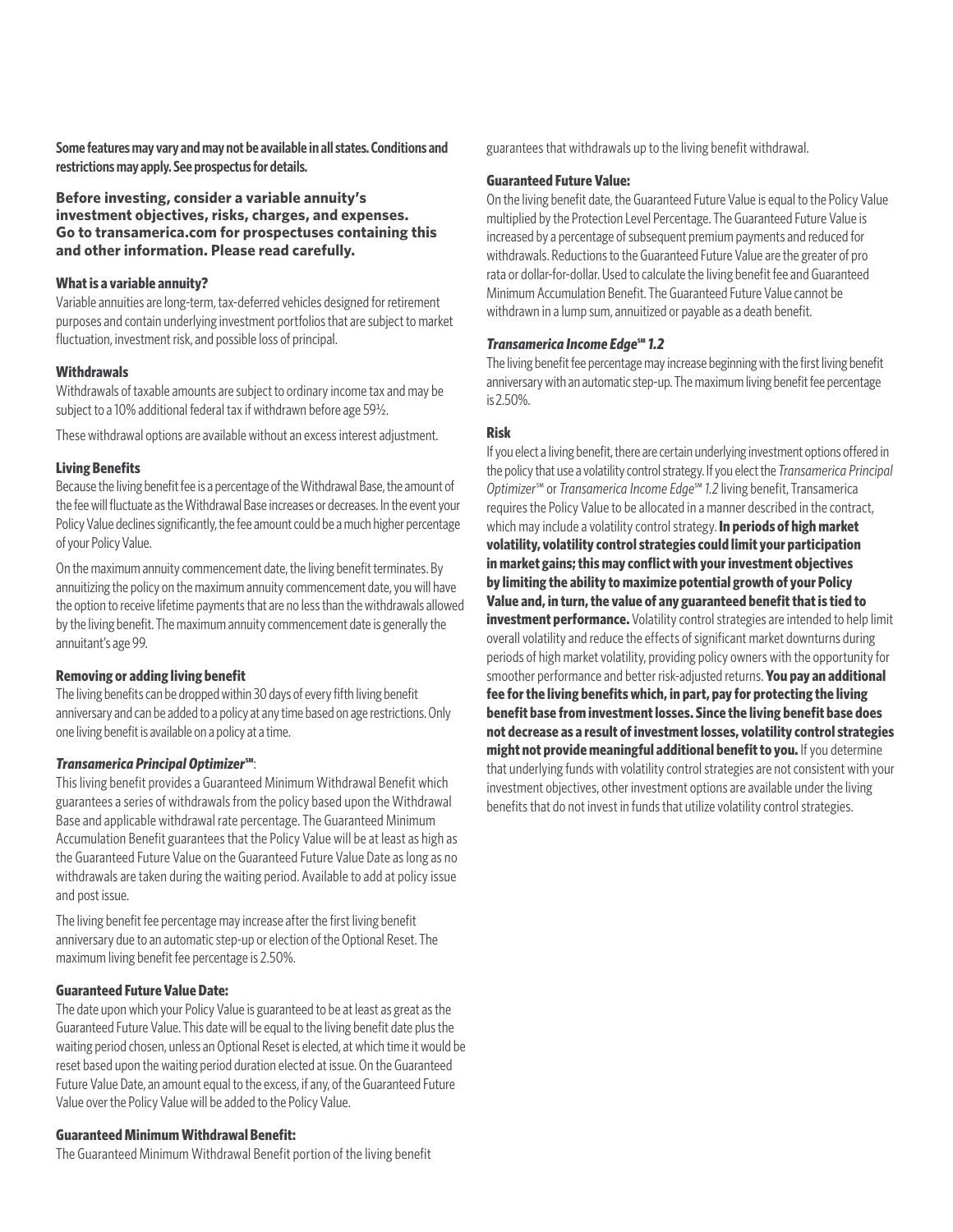**Some features may vary and may not be available in all states. Conditions and restrictions may apply. See prospectus for details.**

**Before investing, consider a variable annuity's investment objectives, risks, charges, and expenses. Go to transamerica.com for prospectuses containing this and other information. Please read carefully.**

#### What is a variable annuity?

Variable annuities are long-term, tax-deferred vehicles designed for retirement purposes and contain underlying investment portfolios that are subject to market fluctuation, investment risk, and possible loss of principal.

#### Withdrawals

Withdrawals of taxable amounts are subject to ordinary income tax and may be subject to a 10% additional federal tax if withdrawn before age 59½.

These withdrawal options are available without an excess interest adjustment.

#### Living Benefits

Because the living benefit fee is a percentage of the Withdrawal Base, the amount of the fee will fluctuate as the Withdrawal Base increases or decreases. In the event your Policy Value declines significantly, the fee amount could be a much higher percentage of your Policy Value.

On the maximum annuity commencement date, the living benefit terminates. By annuitizing the policy on the maximum annuity commencement date, you will have the option to receive lifetime payments that are no less than the withdrawals allowed by the living benefit. The maximum annuity commencement date is generally the annuitant's age 99.

#### Removing or adding living benefit

The living benefits can be dropped within 30 days of every fifth living benefit anniversary and can be added to a policy at any time based on age restrictions. Only one living benefit is available on a policy at a time.

#### *Transamerica Principal Optimizer℠*:

This living benefit provides a Guaranteed Minimum Withdrawal Benefit which guarantees a series of withdrawals from the policy based upon the Withdrawal Base and applicable withdrawal rate percentage. The Guaranteed Minimum Accumulation Benefit guarantees that the Policy Value will be at least as high as the Guaranteed Future Value on the Guaranteed Future Value Date as long as no withdrawals are taken during the waiting period. Available to add at policy issue and post issue.

The living benefit fee percentage may increase after the first living benefit anniversary due to an automatic step-up or election of the Optional Reset. The maximum living benefit fee percentage is 2.50%.

#### Guaranteed Future Value Date:

The date upon which your Policy Value is guaranteed to be at least as great as the Guaranteed Future Value. This date will be equal to the living benefit date plus the waiting period chosen, unless an Optional Reset is elected, at which time it would be reset based upon the waiting period duration elected at issue. On the Guaranteed Future Value Date, an amount equal to the excess, if any, of the Guaranteed Future Value over the Policy Value will be added to the Policy Value.

#### Guaranteed Minimum Withdrawal Benefit:

The Guaranteed Minimum Withdrawal Benefit portion of the living benefit guarantees that withdrawals up to the living benefit withdrawal.

#### Guaranteed Future Value:

On the living benefit date, the Guaranteed Future Value is equal to the Policy Value multiplied by the Protection Level Percentage. The Guaranteed Future Value is increased by a percentage of subsequent premium payments and reduced for withdrawals. Reductions to the Guaranteed Future Value are the greater of pro rata or dollar-for-dollar. Used to calculate the living benefit fee and Guaranteed Minimum Accumulation Benefit. The Guaranteed Future Value cannot be withdrawn in a lump sum, annuitized or payable as a death benefit.

#### *Transamerica Income Edge℠ 1.2*

The living benefit fee percentage may increase beginning with the first living benefit anniversary with an automatic step-up. The maximum living benefit fee percentage is 2.50%.

#### Risk

If you elect a living benefit, there are certain underlying investment options offered in the policy that use a volatility control strategy. If you elect the *Transamerica Principal Optimizer℠* or *Transamerica Income Edge℠ 1.2* living benefit, Transamerica requires the Policy Value to be allocated in a manner described in the contract, which may include a volatility control strategy. **In periods of high market volatility, volatility control strategies could limit your participation in market gains; this may conflict with your investment objectives by limiting the ability to maximize potential growth of your Policy Value and, in turn, the value of any guaranteed benefit that is tied to investment performance.** Volatility control strategies are intended to help limit overall volatility and reduce the effects of significant market downturns during periods of high market volatility, providing policy owners with the opportunity for smoother performance and better risk-adjusted returns. **You pay an additional fee for the living benefits which, in part, pay for protecting the living benefit base from investment losses. Since the living benefit base does not decrease as a result of investment losses, volatility control strategies might not provide meaningful additional benefit to you.** If you determine that underlying funds with volatility control strategies are not consistent with your investment objectives, other investment options are available under the living benefits that do not invest in funds that utilize volatility control strategies.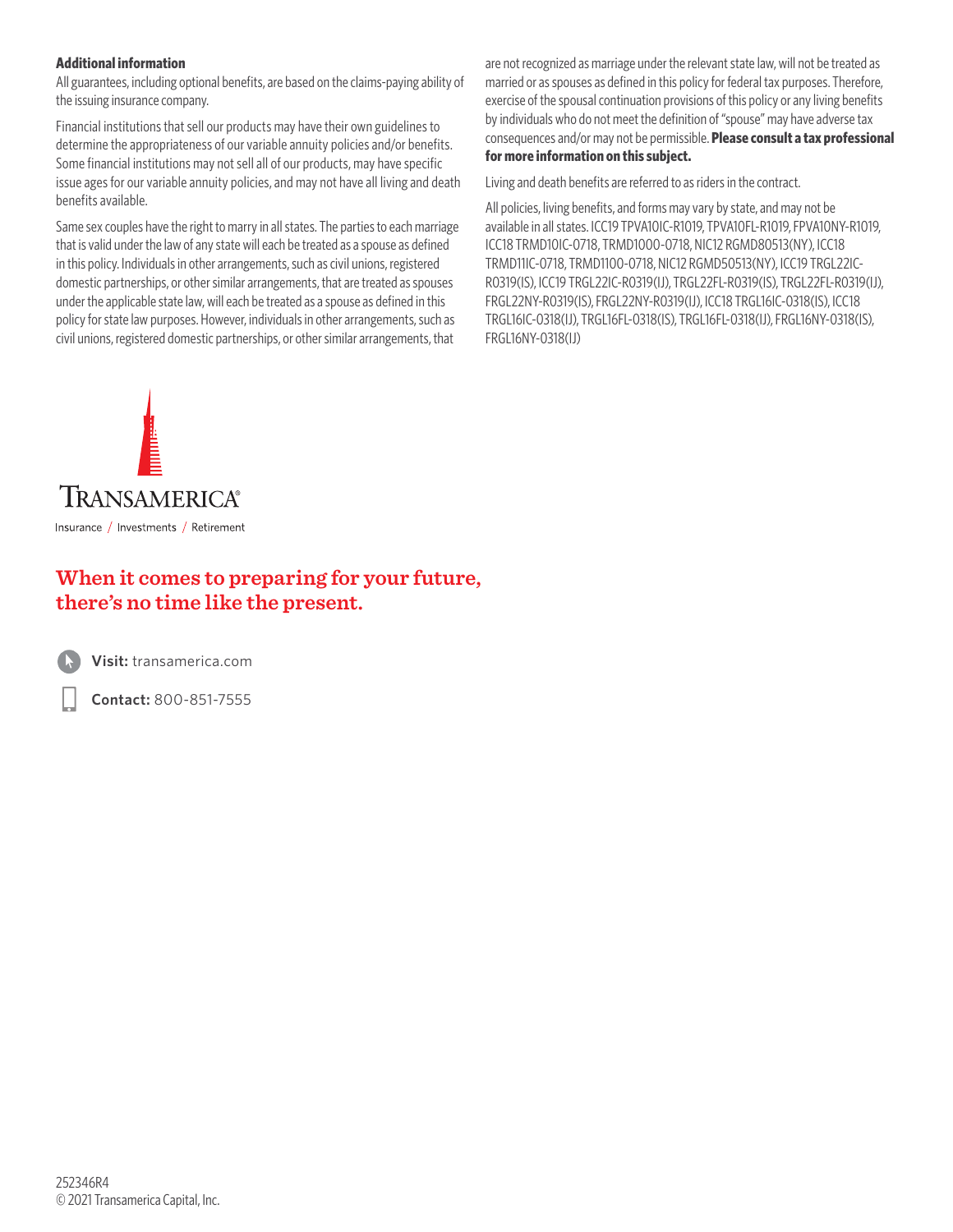**Additional information**

All guarantees, including optional benefits, are based on the claims-paying ability of the issuing insurance company.

Financial institutions that sell our products may have their own guidelines to determine the appropriateness of our variable annuity policies and/or benefits. Some financial institutions may not sell all of our products, may have specific issue ages for our variable annuity policies, and may not have all living and death benefits available.

Same sex couples have the right to marry in all states. The parties to each marriage that is valid under the law of any state will each be treated as a spouse as defined in this policy. Individuals in other arrangements, such as civil unions, registered domestic partnerships, or other similar arrangements, that are treated as spouses under the applicable state law, will each be treated as a spouse as defined in this policy for state law purposes. However, individuals in other arrangements, such as civil unions, registered domestic partnerships, or other similar arrangements, that are not recognized as marriage under the relevant state law, will not be treated as married or as spouses as defined in this policy for federal tax purposes. Therefore, exercise of the spousal continuation provisions of this policy or any living benefits by individuals who do not meet the definition of "spouse" may have adverse tax consequences and/or may not be permissible. **Please consult a tax professional for more information on this subject.**

Living and death benefits are referred to as riders in the contract.

All policies, living benefits, and forms may vary by state, and may not be available in all states. ICC19 TPVA10IC-R1019, TPVA10FL-R1019, FPVA10NY-R1019, ICC18 TRMD10IC-0718, TRMD1000-0718, NIC12 RGMD80513(NY), ICC18 TRMD11IC-0718, TRMD1100-0718, NIC12 RGMD50513(NY), ICC19 TRGL22IC-R0319(IS), ICC19 TRGL22IC-R0319(IJ), TRGL22FL-R0319(IS), TRGL22FL-R0319(IJ), FRGL22NY-R0319(IS), FRGL22NY-R0319(IJ), ICC18 TRGL16IC-0318(IS), ICC18 TRGL16IC-0318(IJ), TRGL16FL-0318(IS), TRGL16FL-0318(IJ), FRGL16NY-0318(IS), FRGL16NY-0318(IJ)

TRANSAMERICA®

Insurance / Investments / Retirement

## When it comes to preparing for your future, there's no time like the present.

**Visit:** transamerica.com

**Contact:** 800-851-7555

252346R4
© 2021 Transamerica Capital, Inc.